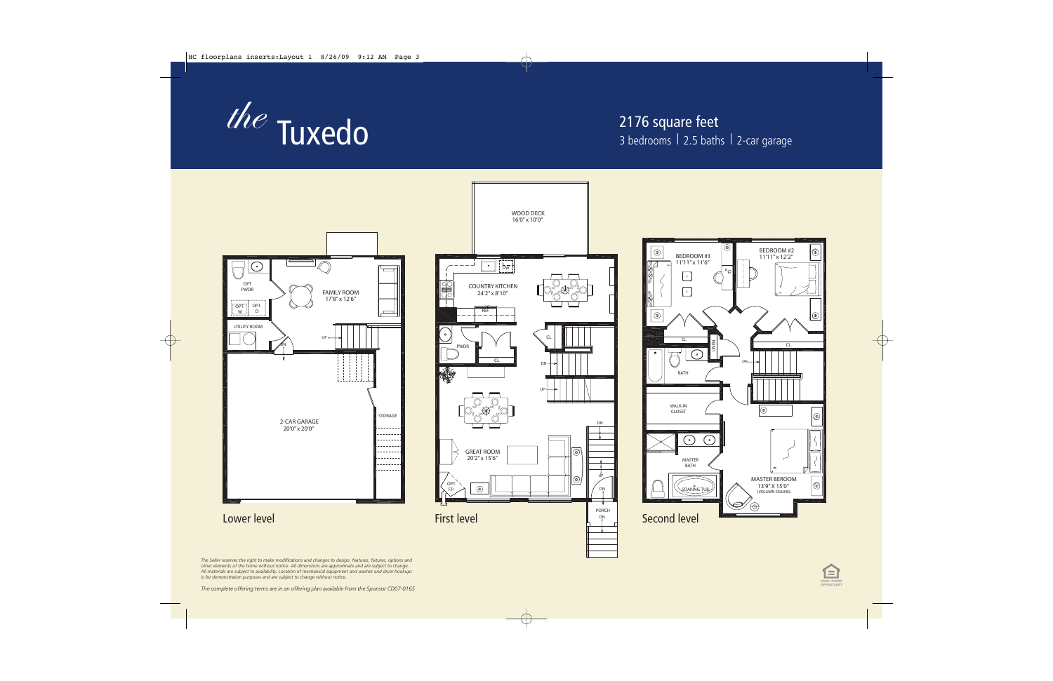# *the* Tuxedo

2176 square feet
3 bedrooms | 2.5 baths | 2-car garage

## Lower level

- FAMILY ROOM 17'8" x 12'6"
- OPT PWDR
- OPT. W
- OPT. D
- UTILITY ROOM
- 2-CAR GARAGE 20'0" x 20'0"
- STORAGE

## First level

- WOOD DECK 16'0" x 10'0"
- COUNTRY KITCHEN 24'2" x 8'10"
- DW
- REF.
- PWDR
- CL.
- GREAT ROOM 20'2" x 15'6"
- OPT. F.P.
- PORCH

## Second level

- BEDROOM #3 11'11" x 11'6"
- BEDROOM #2 11'11" x 12'2"
- CL.
- LINEN
- BATH
- WALK-IN CLOSET
- MASTER BATH
- SOAKING TUB
- MASTER BEROOM 13'9" X 15'0" (VOLUMN CEILING)

*The Seller reserves the right to make modifications and changes to design, features, fixtures, options and other elements of the home without notice. All dimensions are approximate and are subject to change. All materials are subject to availability. Location of mechanical equipment and washer and dryer hookups is for demonstration purposes and are subject to change without notice.*

*The complete offering terms are in an offering plan available from the Sponsor CD07-0165*

EQUAL HOUSING OPPORTUNITY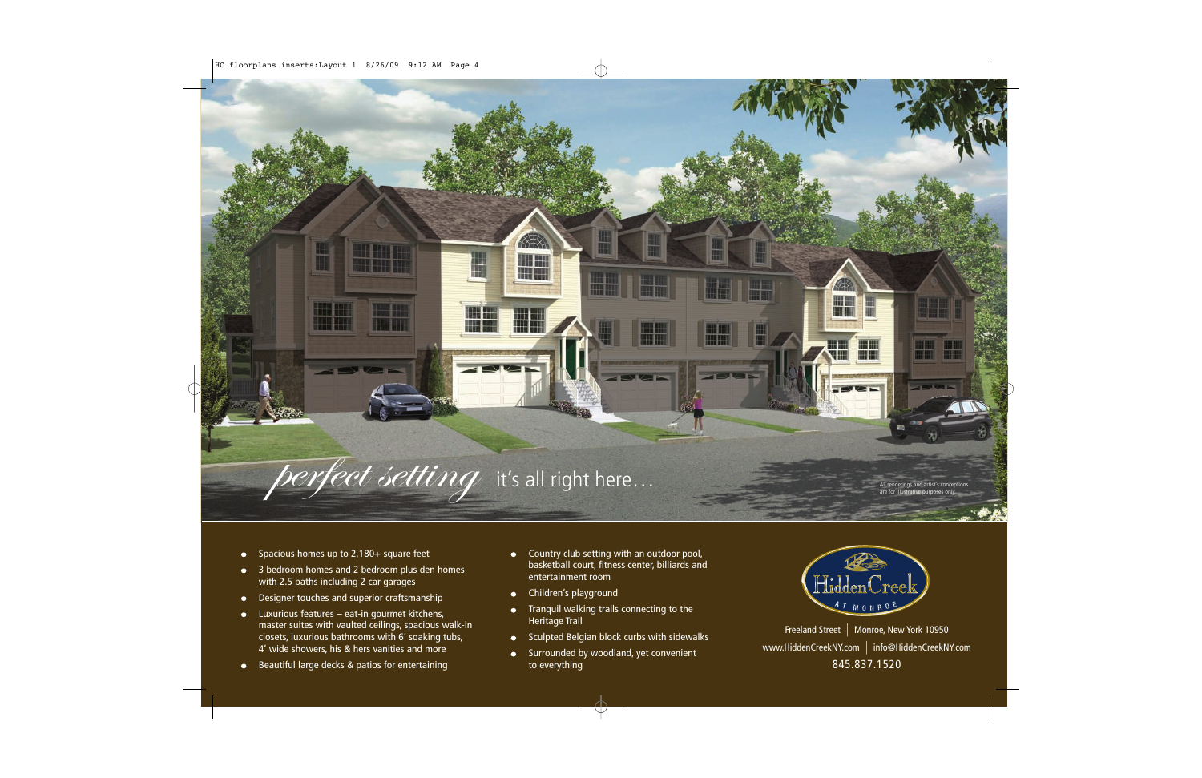*perfect setting* it's all right here…

All renderings and artist's conceptions are for illustrative purposes only.

- Spacious homes up to 2,180+ square feet
- 3 bedroom homes and 2 bedroom plus den homes with 2.5 baths including 2 car garages
- Designer touches and superior craftsmanship
- Luxurious features – eat-in gourmet kitchens, master suites with vaulted ceilings, spacious walk-in closets, luxurious bathrooms with 6' soaking tubs, 4' wide showers, his & hers vanities and more
- Beautiful large decks & patios for entertaining
- Country club setting with an outdoor pool, basketball court, fitness center, billiards and entertainment room
- Children's playground
- Tranquil walking trails connecting to the Heritage Trail
- Sculpted Belgian block curbs with sidewalks
- Surrounded by woodland, yet convenient to everything

Hidden Creek AT MONROE

Freeland Street | Monroe, New York 10950

www.HiddenCreekNY.com | info@HiddenCreekNY.com

845.837.1520